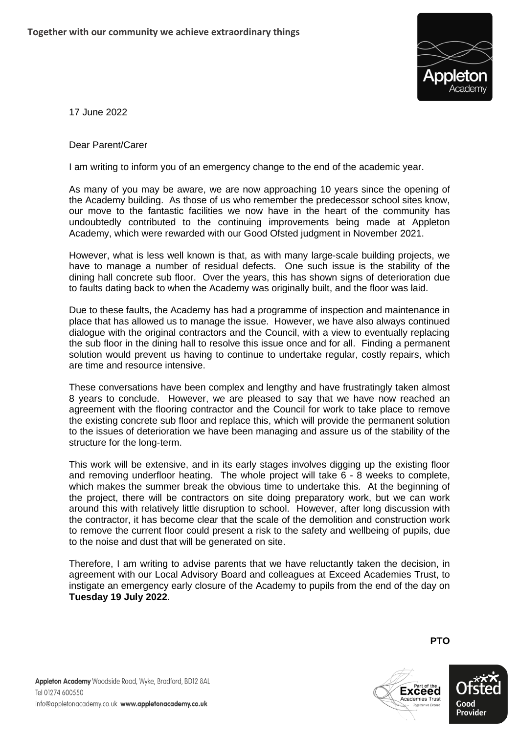**Together with our community we achieve extraordinary things**

17 June 2022

Dear Parent/Carer

I am writing to inform you of an emergency change to the end of the academic year.

As many of you may be aware, we are now approaching 10 years since the opening of the Academy building. As those of us who remember the predecessor school sites know, our move to the fantastic facilities we now have in the heart of the community has undoubtedly contributed to the continuing improvements being made at Appleton Academy, which were rewarded with our Good Ofsted judgment in November 2021.

However, what is less well known is that, as with many large-scale building projects, we have to manage a number of residual defects. One such issue is the stability of the dining hall concrete sub floor. Over the years, this has shown signs of deterioration due to faults dating back to when the Academy was originally built, and the floor was laid.

Due to these faults, the Academy has had a programme of inspection and maintenance in place that has allowed us to manage the issue. However, we have also always continued dialogue with the original contractors and the Council, with a view to eventually replacing the sub floor in the dining hall to resolve this issue once and for all. Finding a permanent solution would prevent us having to continue to undertake regular, costly repairs, which are time and resource intensive.

These conversations have been complex and lengthy and have frustratingly taken almost 8 years to conclude. However, we are pleased to say that we have now reached an agreement with the flooring contractor and the Council for work to take place to remove the existing concrete sub floor and replace this, which will provide the permanent solution to the issues of deterioration we have been managing and assure us of the stability of the structure for the long-term.

This work will be extensive, and in its early stages involves digging up the existing floor and removing underfloor heating. The whole project will take 6 - 8 weeks to complete, which makes the summer break the obvious time to undertake this. At the beginning of the project, there will be contractors on site doing preparatory work, but we can work around this with relatively little disruption to school. However, after long discussion with the contractor, it has become clear that the scale of the demolition and construction work to remove the current floor could present a risk to the safety and wellbeing of pupils, due to the noise and dust that will be generated on site.

Therefore, I am writing to advise parents that we have reluctantly taken the decision, in agreement with our Local Advisory Board and colleagues at Exceed Academies Trust, to instigate an emergency early closure of the Academy to pupils from the end of the day on **Tuesday 19 July 2022**.

**PTO**

**Appleton Academy** Woodside Road, Wyke, Bradford, BD12 8AL
Tel 01274 600550
info@appletonacademy.co.uk **www.appletonacademy.co.uk**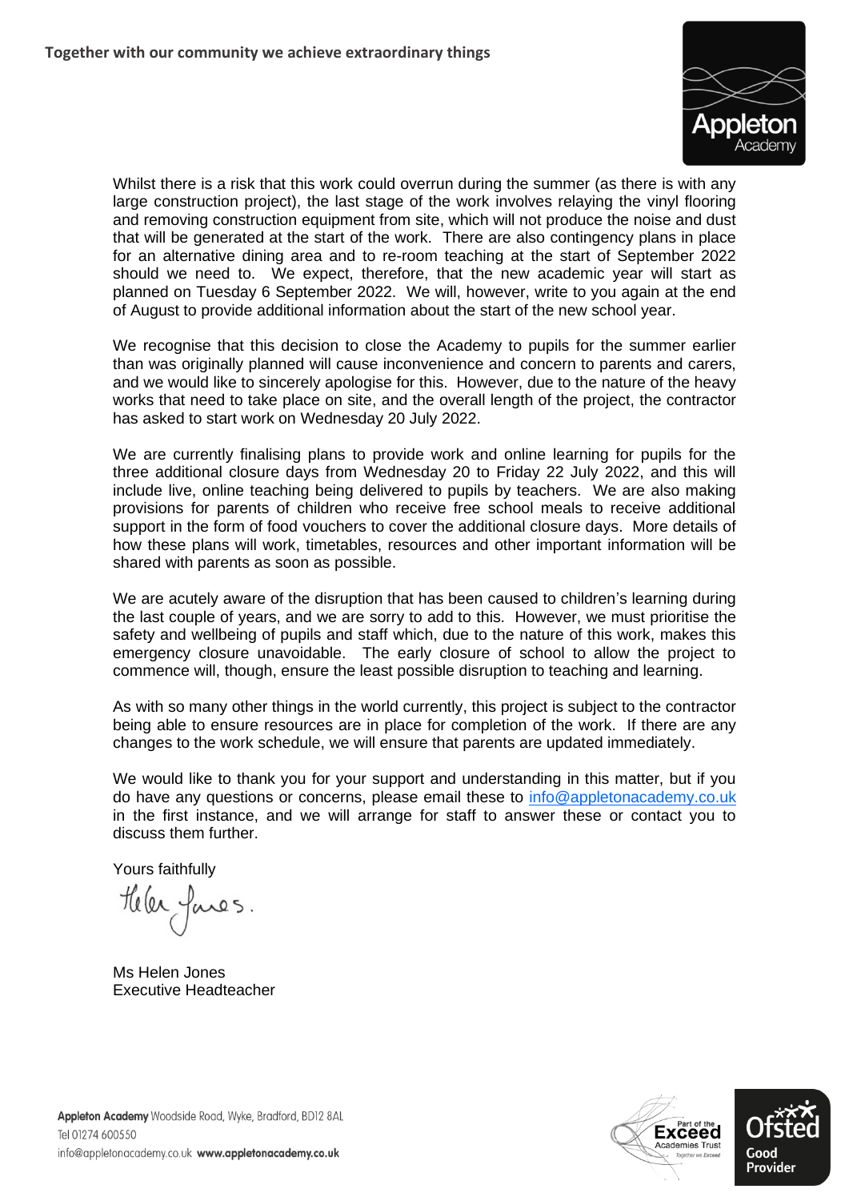Whilst there is a risk that this work could overrun during the summer (as there is with any large construction project), the last stage of the work involves relaying the vinyl flooring and removing construction equipment from site, which will not produce the noise and dust that will be generated at the start of the work. There are also contingency plans in place for an alternative dining area and to re-room teaching at the start of September 2022 should we need to. We expect, therefore, that the new academic year will start as planned on Tuesday 6 September 2022. We will, however, write to you again at the end of August to provide additional information about the start of the new school year.

We recognise that this decision to close the Academy to pupils for the summer earlier than was originally planned will cause inconvenience and concern to parents and carers, and we would like to sincerely apologise for this. However, due to the nature of the heavy works that need to take place on site, and the overall length of the project, the contractor has asked to start work on Wednesday 20 July 2022.

We are currently finalising plans to provide work and online learning for pupils for the three additional closure days from Wednesday 20 to Friday 22 July 2022, and this will include live, online teaching being delivered to pupils by teachers. We are also making provisions for parents of children who receive free school meals to receive additional support in the form of food vouchers to cover the additional closure days. More details of how these plans will work, timetables, resources and other important information will be shared with parents as soon as possible.

We are acutely aware of the disruption that has been caused to children's learning during the last couple of years, and we are sorry to add to this. However, we must prioritise the safety and wellbeing of pupils and staff which, due to the nature of this work, makes this emergency closure unavoidable. The early closure of school to allow the project to commence will, though, ensure the least possible disruption to teaching and learning.

As with so many other things in the world currently, this project is subject to the contractor being able to ensure resources are in place for completion of the work. If there are any changes to the work schedule, we will ensure that parents are updated immediately.

We would like to thank you for your support and understanding in this matter, but if you do have any questions or concerns, please email these to info@appletonacademy.co.uk in the first instance, and we will arrange for staff to answer these or contact you to discuss them further.

Yours faithfully

Helen Jones.

Ms Helen Jones
Executive Headteacher